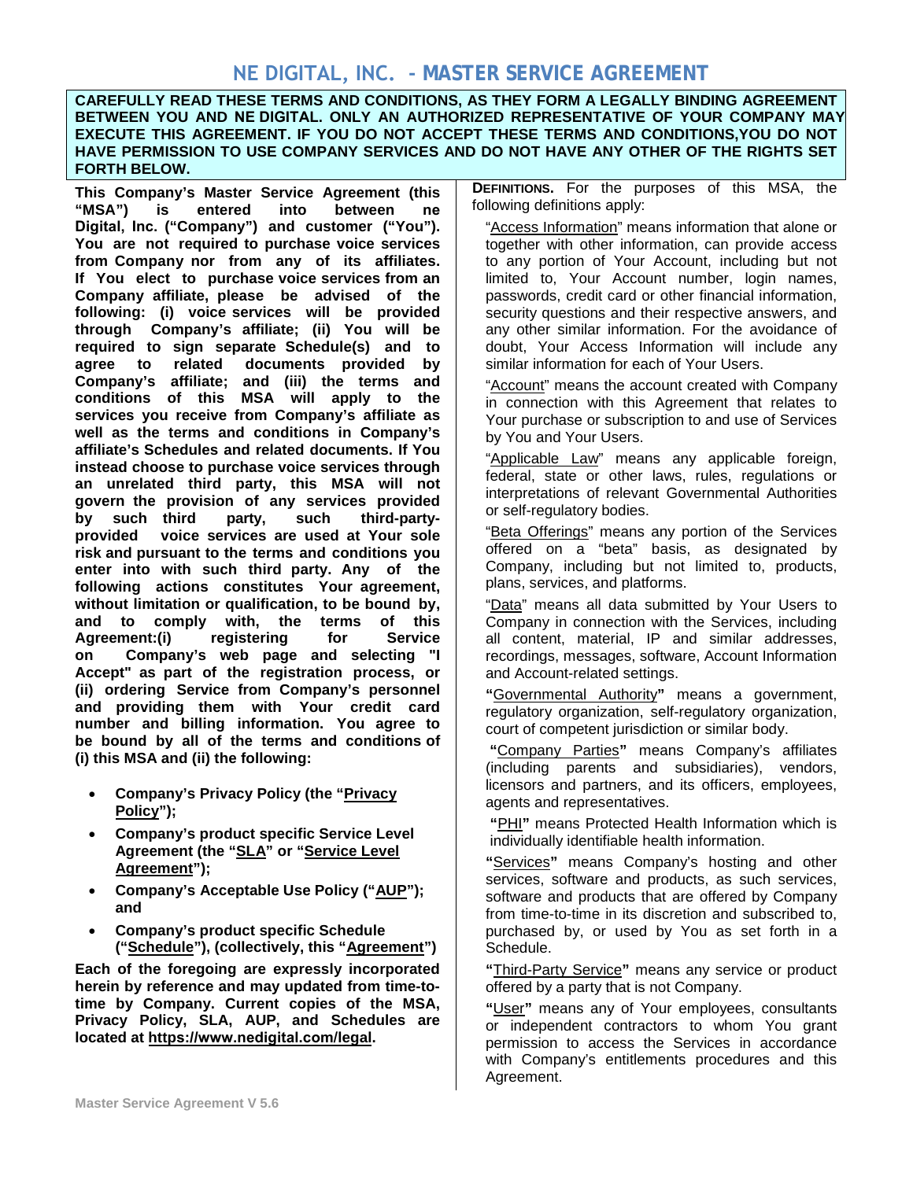# NE DIGITAL, INC. - MASTER SERVICE AGREEMENT

**CAREFULLY READ THESE TERMS AND CONDITIONS, AS THEY FORM A LEGALLY BINDING AGREEMENT BETWEEN YOU AND NE DIGITAL. ONLY AN AUTHORIZED REPRESENTATIVE OF YOUR COMPANY MAY EXECUTE THIS AGREEMENT. IF YOU DO NOT ACCEPT THESE TERMS AND CONDITIONS,YOU DO NOT HAVE PERMISSION TO USE COMPANY SERVICES AND DO NOT HAVE ANY OTHER OF THE RIGHTS SET FORTH BELOW.**

**This Company's Master Service Agreement (this "MSA") is entered into between ne Digital, Inc. ("Company") and customer ("You"). You are not required to purchase voice services from Company nor from any of its affiliates. If You elect to purchase voice services from an Company affiliate, please be advised of the following: (i) voice services will be provided through Company's affiliate; (ii) You will be required to sign separate Schedule(s) and to agree to related documents provided by Company's affiliate; and (iii) the terms and conditions of this MSA will apply to the services you receive from Company's affiliate as well as the terms and conditions in Company's affiliate's Schedules and related documents. If You instead choose to purchase voice services through an unrelated third party, this MSA will not govern the provision of any services provided by such third party, such third-party-provided voice services are used at Your sole risk and pursuant to the terms and conditions you enter into with such third party. Any of the following actions constitutes Your agreement, without limitation or qualification, to be bound by, and to comply with, the terms of this Agreement:(i) registering for Service on Company's web page and selecting "I Accept" as part of the registration process, or (ii) ordering Service from Company's personnel and providing them with Your credit card number and billing information. You agree to be bound by all of the terms and conditions of (i) this MSA and (ii) the following:**

- **Company's Privacy Policy (the "Privacy Policy");**
- **Company's product specific Service Level Agreement (the "SLA" or "Service Level Agreement");**
- **Company's Acceptable Use Policy ("AUP"); and**
- **Company's product specific Schedule ("Schedule"), (collectively, this "Agreement")**

**Each of the foregoing are expressly incorporated herein by reference and may updated from time-to-time by Company. Current copies of the MSA, Privacy Policy, SLA, AUP, and Schedules are located at https://www.nedigital.com/legal.**

**DEFINITIONS.** For the purposes of this MSA, the following definitions apply:

"Access Information" means information that alone or together with other information, can provide access to any portion of Your Account, including but not limited to, Your Account number, login names, passwords, credit card or other financial information, security questions and their respective answers, and any other similar information. For the avoidance of doubt, Your Access Information will include any similar information for each of Your Users.

"Account" means the account created with Company in connection with this Agreement that relates to Your purchase or subscription to and use of Services by You and Your Users.

"Applicable Law" means any applicable foreign, federal, state or other laws, rules, regulations or interpretations of relevant Governmental Authorities or self-regulatory bodies.

"Beta Offerings" means any portion of the Services offered on a "beta" basis, as designated by Company, including but not limited to, products, plans, services, and platforms.

"Data" means all data submitted by Your Users to Company in connection with the Services, including all content, material, IP and similar addresses, recordings, messages, software, Account Information and Account-related settings.

**"**Governmental Authority**"** means a government, regulatory organization, self-regulatory organization, court of competent jurisdiction or similar body.

**"**Company Parties**"** means Company's affiliates (including parents and subsidiaries), vendors, licensors and partners, and its officers, employees, agents and representatives.

**"**PHI**"** means Protected Health Information which is individually identifiable health information.

**"**Services**"** means Company's hosting and other services, software and products, as such services, software and products that are offered by Company from time-to-time in its discretion and subscribed to, purchased by, or used by You as set forth in a Schedule.

**"**Third-Party Service**"** means any service or product offered by a party that is not Company.

**"**User**"** means any of Your employees, consultants or independent contractors to whom You grant permission to access the Services in accordance with Company's entitlements procedures and this Agreement.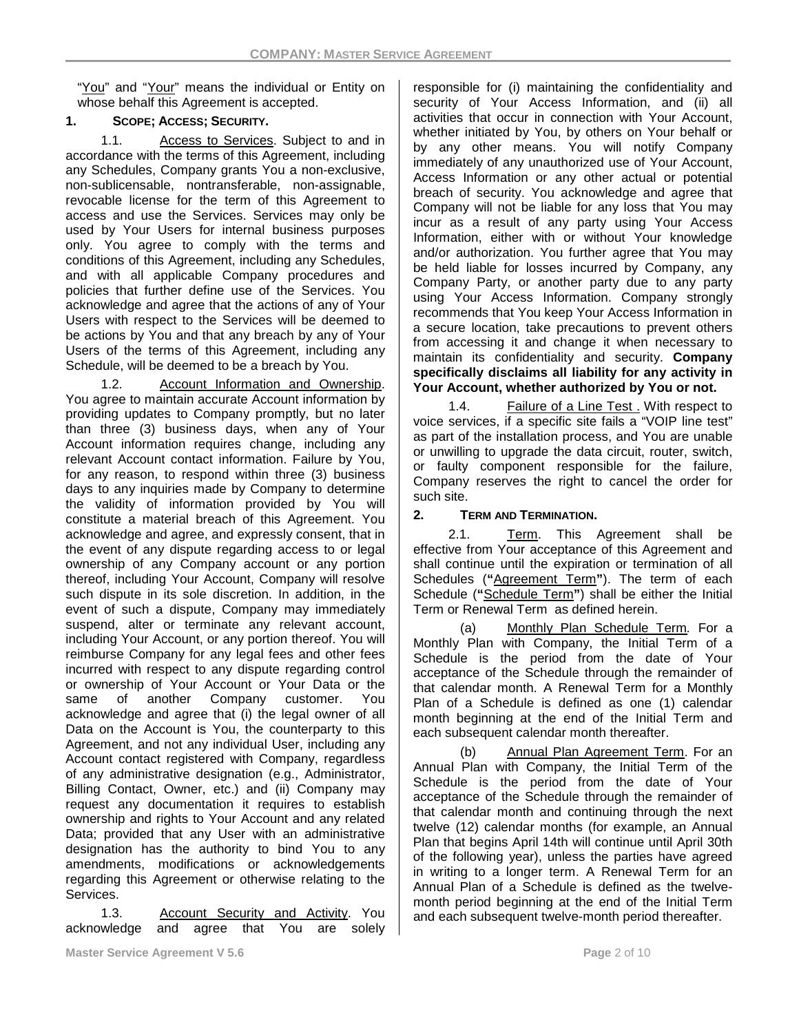"You" and "Your" means the individual or Entity on whose behalf this Agreement is accepted.

## 1. SCOPE; ACCESS; SECURITY.

1.1. Access to Services. Subject to and in accordance with the terms of this Agreement, including any Schedules, Company grants You a non-exclusive, non-sublicensable, nontransferable, non-assignable, revocable license for the term of this Agreement to access and use the Services. Services may only be used by Your Users for internal business purposes only. You agree to comply with the terms and conditions of this Agreement, including any Schedules, and with all applicable Company procedures and policies that further define use of the Services. You acknowledge and agree that the actions of any of Your Users with respect to the Services will be deemed to be actions by You and that any breach by any of Your Users of the terms of this Agreement, including any Schedule, will be deemed to be a breach by You.

1.2. Account Information and Ownership. You agree to maintain accurate Account information by providing updates to Company promptly, but no later than three (3) business days, when any of Your Account information requires change, including any relevant Account contact information. Failure by You, for any reason, to respond within three (3) business days to any inquiries made by Company to determine the validity of information provided by You will constitute a material breach of this Agreement. You acknowledge and agree, and expressly consent, that in the event of any dispute regarding access to or legal ownership of any Company account or any portion thereof, including Your Account, Company will resolve such dispute in its sole discretion. In addition, in the event of such a dispute, Company may immediately suspend, alter or terminate any relevant account, including Your Account, or any portion thereof. You will reimburse Company for any legal fees and other fees incurred with respect to any dispute regarding control or ownership of Your Account or Your Data or the same of another Company customer. You acknowledge and agree that (i) the legal owner of all Data on the Account is You, the counterparty to this Agreement, and not any individual User, including any Account contact registered with Company, regardless of any administrative designation (e.g., Administrator, Billing Contact, Owner, etc.) and (ii) Company may request any documentation it requires to establish ownership and rights to Your Account and any related Data; provided that any User with an administrative designation has the authority to bind You to any amendments, modifications or acknowledgements regarding this Agreement or otherwise relating to the Services.

1.3. Account Security and Activity. You acknowledge and agree that You are solely responsible for (i) maintaining the confidentiality and security of Your Access Information, and (ii) all activities that occur in connection with Your Account, whether initiated by You, by others on Your behalf or by any other means. You will notify Company immediately of any unauthorized use of Your Account, Access Information or any other actual or potential breach of security. You acknowledge and agree that Company will not be liable for any loss that You may incur as a result of any party using Your Access Information, either with or without Your knowledge and/or authorization. You further agree that You may be held liable for losses incurred by Company, any Company Party, or another party due to any party using Your Access Information. Company strongly recommends that You keep Your Access Information in a secure location, take precautions to prevent others from accessing it and change it when necessary to maintain its confidentiality and security. **Company specifically disclaims all liability for any activity in Your Account, whether authorized by You or not.**

1.4. Failure of a Line Test . With respect to voice services, if a specific site fails a "VOIP line test" as part of the installation process, and You are unable or unwilling to upgrade the data circuit, router, switch, or faulty component responsible for the failure, Company reserves the right to cancel the order for such site.

## 2. TERM AND TERMINATION.

2.1. Term. This Agreement shall be effective from Your acceptance of this Agreement and shall continue until the expiration or termination of all Schedules (**"**Agreement Term**"**). The term of each Schedule (**"**Schedule Term**"**) shall be either the Initial Term or Renewal Term as defined herein.

(a) Monthly Plan Schedule Term. For a Monthly Plan with Company, the Initial Term of a Schedule is the period from the date of Your acceptance of the Schedule through the remainder of that calendar month. A Renewal Term for a Monthly Plan of a Schedule is defined as one (1) calendar month beginning at the end of the Initial Term and each subsequent calendar month thereafter.

(b) Annual Plan Agreement Term. For an Annual Plan with Company, the Initial Term of the Schedule is the period from the date of Your acceptance of the Schedule through the remainder of that calendar month and continuing through the next twelve (12) calendar months (for example, an Annual Plan that begins April 14th will continue until April 30th of the following year), unless the parties have agreed in writing to a longer term. A Renewal Term for an Annual Plan of a Schedule is defined as the twelve-month period beginning at the end of the Initial Term and each subsequent twelve-month period thereafter.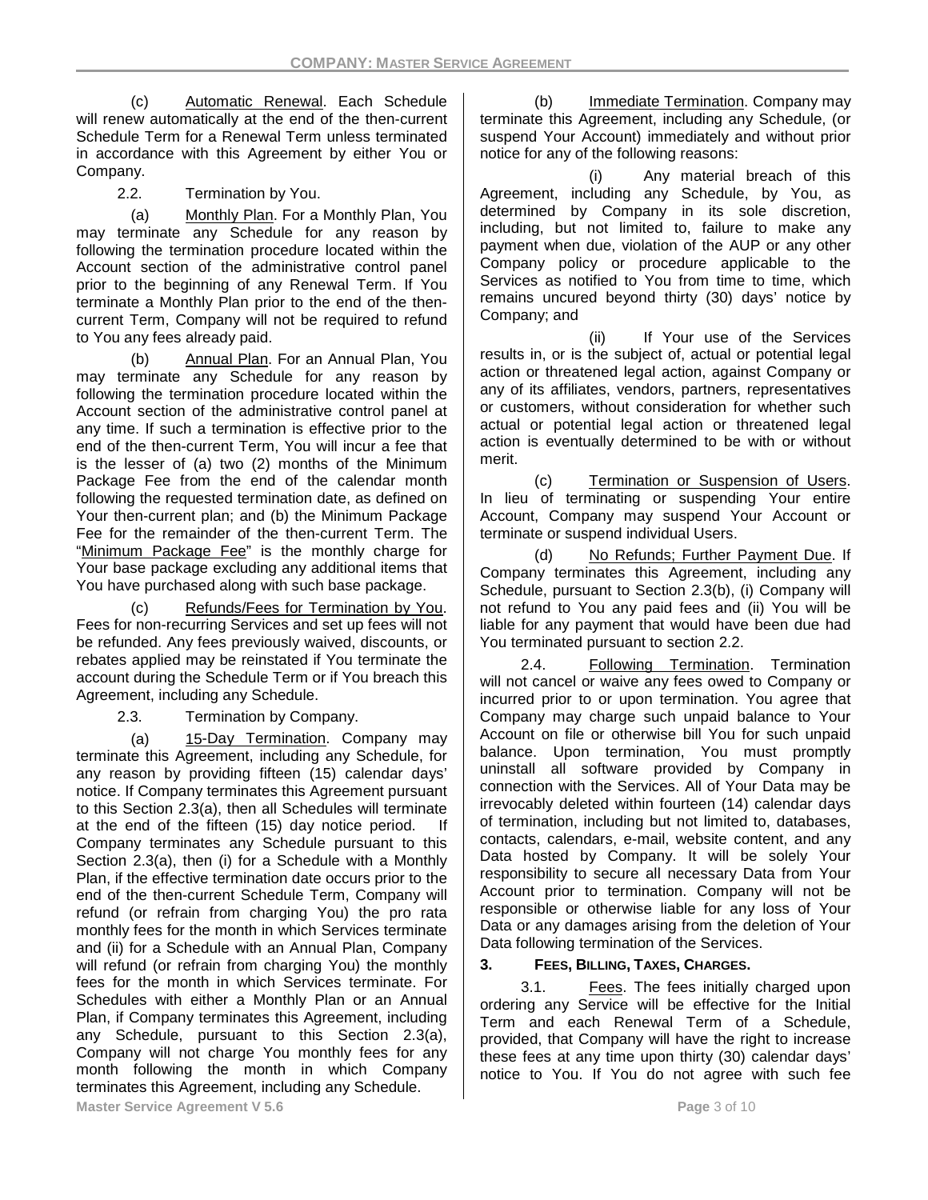(c) Automatic Renewal. Each Schedule will renew automatically at the end of the then-current Schedule Term for a Renewal Term unless terminated in accordance with this Agreement by either You or Company.

2.2. Termination by You.

(a) Monthly Plan. For a Monthly Plan, You may terminate any Schedule for any reason by following the termination procedure located within the Account section of the administrative control panel prior to the beginning of any Renewal Term. If You terminate a Monthly Plan prior to the end of the then-current Term, Company will not be required to refund to You any fees already paid.

(b) Annual Plan. For an Annual Plan, You may terminate any Schedule for any reason by following the termination procedure located within the Account section of the administrative control panel at any time. If such a termination is effective prior to the end of the then-current Term, You will incur a fee that is the lesser of (a) two (2) months of the Minimum Package Fee from the end of the calendar month following the requested termination date, as defined on Your then-current plan; and (b) the Minimum Package Fee for the remainder of the then-current Term. The "Minimum Package Fee" is the monthly charge for Your base package excluding any additional items that You have purchased along with such base package.

(c) Refunds/Fees for Termination by You. Fees for non-recurring Services and set up fees will not be refunded. Any fees previously waived, discounts, or rebates applied may be reinstated if You terminate the account during the Schedule Term or if You breach this Agreement, including any Schedule.

2.3. Termination by Company.

(a) 15-Day Termination. Company may terminate this Agreement, including any Schedule, for any reason by providing fifteen (15) calendar days' notice. If Company terminates this Agreement pursuant to this Section 2.3(a), then all Schedules will terminate at the end of the fifteen (15) day notice period. If Company terminates any Schedule pursuant to this Section 2.3(a), then (i) for a Schedule with a Monthly Plan, if the effective termination date occurs prior to the end of the then-current Schedule Term, Company will refund (or refrain from charging You) the pro rata monthly fees for the month in which Services terminate and (ii) for a Schedule with an Annual Plan, Company will refund (or refrain from charging You) the monthly fees for the month in which Services terminate. For Schedules with either a Monthly Plan or an Annual Plan, if Company terminates this Agreement, including any Schedule, pursuant to this Section 2.3(a), Company will not charge You monthly fees for any month following the month in which Company terminates this Agreement, including any Schedule.

(b) Immediate Termination. Company may terminate this Agreement, including any Schedule, (or suspend Your Account) immediately and without prior notice for any of the following reasons:

(i) Any material breach of this Agreement, including any Schedule, by You, as determined by Company in its sole discretion, including, but not limited to, failure to make any payment when due, violation of the AUP or any other Company policy or procedure applicable to the Services as notified to You from time to time, which remains uncured beyond thirty (30) days' notice by Company; and

(ii) If Your use of the Services results in, or is the subject of, actual or potential legal action or threatened legal action, against Company or any of its affiliates, vendors, partners, representatives or customers, without consideration for whether such actual or potential legal action or threatened legal action is eventually determined to be with or without merit.

(c) Termination or Suspension of Users. In lieu of terminating or suspending Your entire Account, Company may suspend Your Account or terminate or suspend individual Users.

(d) No Refunds; Further Payment Due. If Company terminates this Agreement, including any Schedule, pursuant to Section 2.3(b), (i) Company will not refund to You any paid fees and (ii) You will be liable for any payment that would have been due had You terminated pursuant to section 2.2.

2.4. Following Termination. Termination will not cancel or waive any fees owed to Company or incurred prior to or upon termination. You agree that Company may charge such unpaid balance to Your Account on file or otherwise bill You for such unpaid balance. Upon termination, You must promptly uninstall all software provided by Company in connection with the Services. All of Your Data may be irrevocably deleted within fourteen (14) calendar days of termination, including but not limited to, databases, contacts, calendars, e-mail, website content, and any Data hosted by Company. It will be solely Your responsibility to secure all necessary Data from Your Account prior to termination. Company will not be responsible or otherwise liable for any loss of Your Data or any damages arising from the deletion of Your Data following termination of the Services.

## 3. FEES, BILLING, TAXES, CHARGES.

3.1. Fees. The fees initially charged upon ordering any Service will be effective for the Initial Term and each Renewal Term of a Schedule, provided, that Company will have the right to increase these fees at any time upon thirty (30) calendar days' notice to You. If You do not agree with such fee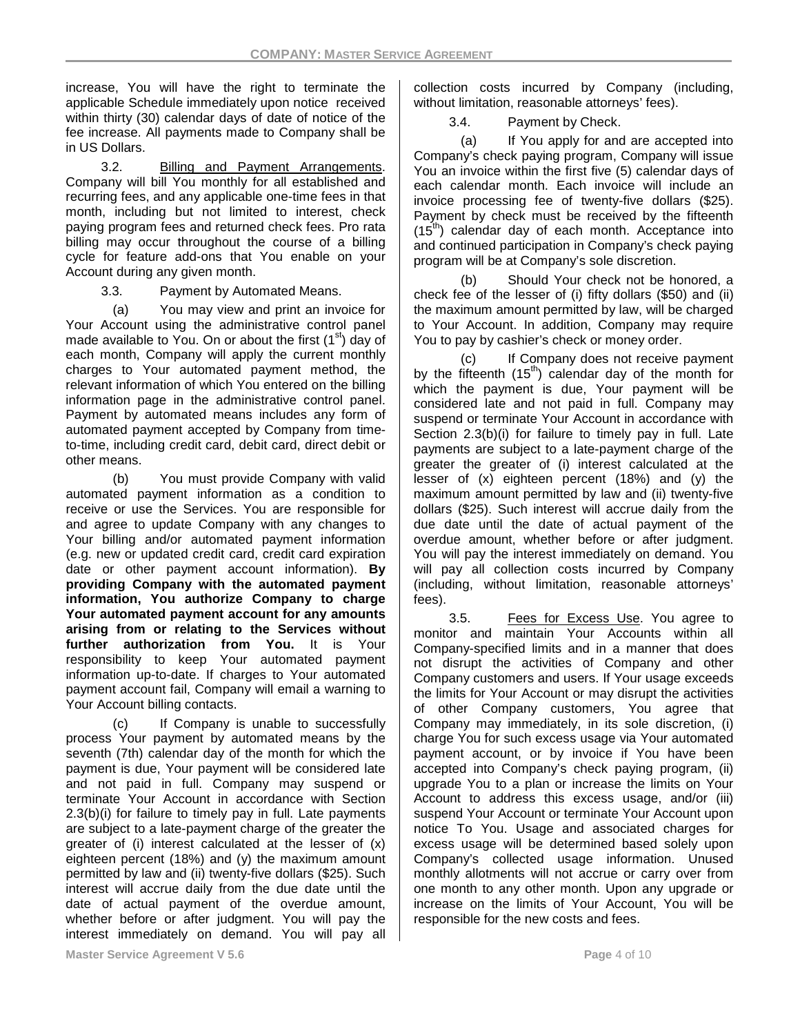increase, You will have the right to terminate the applicable Schedule immediately upon notice received within thirty (30) calendar days of date of notice of the fee increase. All payments made to Company shall be in US Dollars.

3.2. Billing and Payment Arrangements. Company will bill You monthly for all established and recurring fees, and any applicable one-time fees in that month, including but not limited to interest, check paying program fees and returned check fees. Pro rata billing may occur throughout the course of a billing cycle for feature add-ons that You enable on your Account during any given month.

3.3. Payment by Automated Means.

(a) You may view and print an invoice for Your Account using the administrative control panel made available to You. On or about the first (1st) day of each month, Company will apply the current monthly charges to Your automated payment method, the relevant information of which You entered on the billing information page in the administrative control panel. Payment by automated means includes any form of automated payment accepted by Company from time-to-time, including credit card, debit card, direct debit or other means.

(b) You must provide Company with valid automated payment information as a condition to receive or use the Services. You are responsible for and agree to update Company with any changes to Your billing and/or automated payment information (e.g. new or updated credit card, credit card expiration date or other payment account information). **By providing Company with the automated payment information, You authorize Company to charge Your automated payment account for any amounts arising from or relating to the Services without further authorization from You.** It is Your responsibility to keep Your automated payment information up-to-date. If charges to Your automated payment account fail, Company will email a warning to Your Account billing contacts.

(c) If Company is unable to successfully process Your payment by automated means by the seventh (7th) calendar day of the month for which the payment is due, Your payment will be considered late and not paid in full. Company may suspend or terminate Your Account in accordance with Section 2.3(b)(i) for failure to timely pay in full. Late payments are subject to a late-payment charge of the greater the greater of (i) interest calculated at the lesser of (x) eighteen percent (18%) and (y) the maximum amount permitted by law and (ii) twenty-five dollars ($25). Such interest will accrue daily from the due date until the date of actual payment of the overdue amount, whether before or after judgment. You will pay the interest immediately on demand. You will pay all collection costs incurred by Company (including, without limitation, reasonable attorneys' fees).

3.4. Payment by Check.

(a) If You apply for and are accepted into Company's check paying program, Company will issue You an invoice within the first five (5) calendar days of each calendar month. Each invoice will include an invoice processing fee of twenty-five dollars ($25). Payment by check must be received by the fifteenth (15th) calendar day of each month. Acceptance into and continued participation in Company's check paying program will be at Company's sole discretion.

(b) Should Your check not be honored, a check fee of the lesser of (i) fifty dollars ($50) and (ii) the maximum amount permitted by law, will be charged to Your Account. In addition, Company may require You to pay by cashier's check or money order.

(c) If Company does not receive payment by the fifteenth (15th) calendar day of the month for which the payment is due, Your payment will be considered late and not paid in full. Company may suspend or terminate Your Account in accordance with Section 2.3(b)(i) for failure to timely pay in full. Late payments are subject to a late-payment charge of the greater the greater of (i) interest calculated at the lesser of (x) eighteen percent (18%) and (y) the maximum amount permitted by law and (ii) twenty-five dollars ($25). Such interest will accrue daily from the due date until the date of actual payment of the overdue amount, whether before or after judgment. You will pay the interest immediately on demand. You will pay all collection costs incurred by Company (including, without limitation, reasonable attorneys' fees).

3.5. Fees for Excess Use. You agree to monitor and maintain Your Accounts within all Company-specified limits and in a manner that does not disrupt the activities of Company and other Company customers and users. If Your usage exceeds the limits for Your Account or may disrupt the activities of other Company customers, You agree that Company may immediately, in its sole discretion, (i) charge You for such excess usage via Your automated payment account, or by invoice if You have been accepted into Company's check paying program, (ii) upgrade You to a plan or increase the limits on Your Account to address this excess usage, and/or (iii) suspend Your Account or terminate Your Account upon notice To You. Usage and associated charges for excess usage will be determined based solely upon Company's collected usage information. Unused monthly allotments will not accrue or carry over from one month to any other month. Upon any upgrade or increase on the limits of Your Account, You will be responsible for the new costs and fees.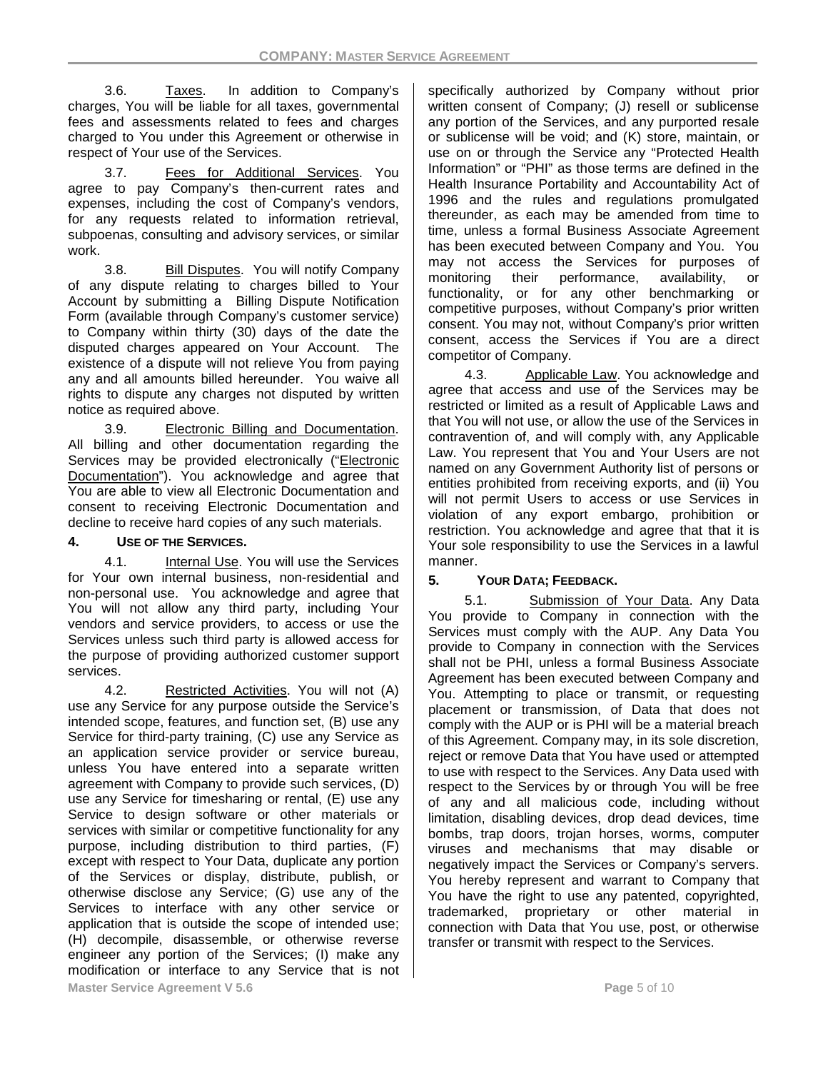3.6. Taxes. In addition to Company's charges, You will be liable for all taxes, governmental fees and assessments related to fees and charges charged to You under this Agreement or otherwise in respect of Your use of the Services.

3.7. Fees for Additional Services. You agree to pay Company's then-current rates and expenses, including the cost of Company's vendors, for any requests related to information retrieval, subpoenas, consulting and advisory services, or similar work.

3.8. Bill Disputes. You will notify Company of any dispute relating to charges billed to Your Account by submitting a Billing Dispute Notification Form (available through Company's customer service) to Company within thirty (30) days of the date the disputed charges appeared on Your Account. The existence of a dispute will not relieve You from paying any and all amounts billed hereunder. You waive all rights to dispute any charges not disputed by written notice as required above.

3.9. Electronic Billing and Documentation. All billing and other documentation regarding the Services may be provided electronically ("Electronic Documentation"). You acknowledge and agree that You are able to view all Electronic Documentation and consent to receiving Electronic Documentation and decline to receive hard copies of any such materials.

## 4. USE OF THE SERVICES.

4.1. Internal Use. You will use the Services for Your own internal business, non-residential and non-personal use. You acknowledge and agree that You will not allow any third party, including Your vendors and service providers, to access or use the Services unless such third party is allowed access for the purpose of providing authorized customer support services.

4.2. Restricted Activities. You will not (A) use any Service for any purpose outside the Service's intended scope, features, and function set, (B) use any Service for third-party training, (C) use any Service as an application service provider or service bureau, unless You have entered into a separate written agreement with Company to provide such services, (D) use any Service for timesharing or rental, (E) use any Service to design software or other materials or services with similar or competitive functionality for any purpose, including distribution to third parties, (F) except with respect to Your Data, duplicate any portion of the Services or display, distribute, publish, or otherwise disclose any Service; (G) use any of the Services to interface with any other service or application that is outside the scope of intended use; (H) decompile, disassemble, or otherwise reverse engineer any portion of the Services; (I) make any modification or interface to any Service that is not specifically authorized by Company without prior written consent of Company; (J) resell or sublicense any portion of the Services, and any purported resale or sublicense will be void; and (K) store, maintain, or use on or through the Service any "Protected Health Information" or "PHI" as those terms are defined in the Health Insurance Portability and Accountability Act of 1996 and the rules and regulations promulgated thereunder, as each may be amended from time to time, unless a formal Business Associate Agreement has been executed between Company and You. You may not access the Services for purposes of monitoring their performance, availability, or functionality, or for any other benchmarking or competitive purposes, without Company's prior written consent. You may not, without Company's prior written consent, access the Services if You are a direct competitor of Company.

4.3. Applicable Law. You acknowledge and agree that access and use of the Services may be restricted or limited as a result of Applicable Laws and that You will not use, or allow the use of the Services in contravention of, and will comply with, any Applicable Law. You represent that You and Your Users are not named on any Government Authority list of persons or entities prohibited from receiving exports, and (ii) You will not permit Users to access or use Services in violation of any export embargo, prohibition or restriction. You acknowledge and agree that that it is Your sole responsibility to use the Services in a lawful manner.

## 5. YOUR DATA; FEEDBACK.

5.1. Submission of Your Data. Any Data You provide to Company in connection with the Services must comply with the AUP. Any Data You provide to Company in connection with the Services shall not be PHI, unless a formal Business Associate Agreement has been executed between Company and You. Attempting to place or transmit, or requesting placement or transmission, of Data that does not comply with the AUP or is PHI will be a material breach of this Agreement. Company may, in its sole discretion, reject or remove Data that You have used or attempted to use with respect to the Services. Any Data used with respect to the Services by or through You will be free of any and all malicious code, including without limitation, disabling devices, drop dead devices, time bombs, trap doors, trojan horses, worms, computer viruses and mechanisms that may disable or negatively impact the Services or Company's servers. You hereby represent and warrant to Company that You have the right to use any patented, copyrighted, trademarked, proprietary or other material in connection with Data that You use, post, or otherwise transfer or transmit with respect to the Services.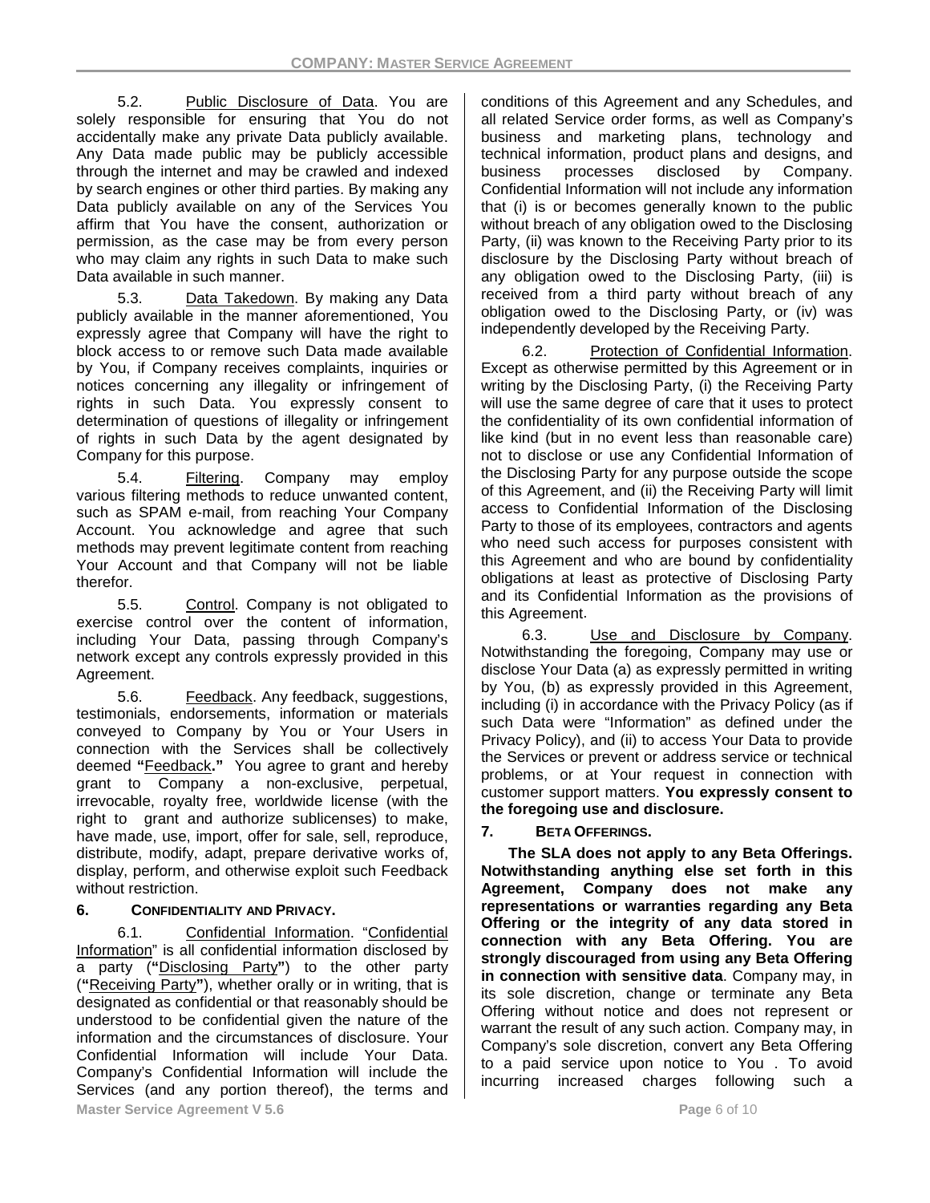5.2. Public Disclosure of Data. You are solely responsible for ensuring that You do not accidentally make any private Data publicly available. Any Data made public may be publicly accessible through the internet and may be crawled and indexed by search engines or other third parties. By making any Data publicly available on any of the Services You affirm that You have the consent, authorization or permission, as the case may be from every person who may claim any rights in such Data to make such Data available in such manner.

5.3. Data Takedown. By making any Data publicly available in the manner aforementioned, You expressly agree that Company will have the right to block access to or remove such Data made available by You, if Company receives complaints, inquiries or notices concerning any illegality or infringement of rights in such Data. You expressly consent to determination of questions of illegality or infringement of rights in such Data by the agent designated by Company for this purpose.

5.4. Filtering. Company may employ various filtering methods to reduce unwanted content, such as SPAM e-mail, from reaching Your Company Account. You acknowledge and agree that such methods may prevent legitimate content from reaching Your Account and that Company will not be liable therefor.

5.5. Control. Company is not obligated to exercise control over the content of information, including Your Data, passing through Company's network except any controls expressly provided in this Agreement.

5.6. Feedback. Any feedback, suggestions, testimonials, endorsements, information or materials conveyed to Company by You or Your Users in connection with the Services shall be collectively deemed **"**Feedback**."** You agree to grant and hereby grant to Company a non-exclusive, perpetual, irrevocable, royalty free, worldwide license (with the right to grant and authorize sublicenses) to make, have made, use, import, offer for sale, sell, reproduce, distribute, modify, adapt, prepare derivative works of, display, perform, and otherwise exploit such Feedback without restriction.

## 6. CONFIDENTIALITY AND PRIVACY.

6.1. Confidential Information. "Confidential Information" is all confidential information disclosed by a party (**"**Disclosing Party**"**) to the other party (**"**Receiving Party**"**), whether orally or in writing, that is designated as confidential or that reasonably should be understood to be confidential given the nature of the information and the circumstances of disclosure. Your Confidential Information will include Your Data. Company's Confidential Information will include the Services (and any portion thereof), the terms and conditions of this Agreement and any Schedules, and all related Service order forms, as well as Company's business and marketing plans, technology and technical information, product plans and designs, and business processes disclosed by Company. Confidential Information will not include any information that (i) is or becomes generally known to the public without breach of any obligation owed to the Disclosing Party, (ii) was known to the Receiving Party prior to its disclosure by the Disclosing Party without breach of any obligation owed to the Disclosing Party, (iii) is received from a third party without breach of any obligation owed to the Disclosing Party, or (iv) was independently developed by the Receiving Party.

6.2. Protection of Confidential Information. Except as otherwise permitted by this Agreement or in writing by the Disclosing Party, (i) the Receiving Party will use the same degree of care that it uses to protect the confidentiality of its own confidential information of like kind (but in no event less than reasonable care) not to disclose or use any Confidential Information of the Disclosing Party for any purpose outside the scope of this Agreement, and (ii) the Receiving Party will limit access to Confidential Information of the Disclosing Party to those of its employees, contractors and agents who need such access for purposes consistent with this Agreement and who are bound by confidentiality obligations at least as protective of Disclosing Party and its Confidential Information as the provisions of this Agreement.

6.3. Use and Disclosure by Company. Notwithstanding the foregoing, Company may use or disclose Your Data (a) as expressly permitted in writing by You, (b) as expressly provided in this Agreement, including (i) in accordance with the Privacy Policy (as if such Data were "Information" as defined under the Privacy Policy), and (ii) to access Your Data to provide the Services or prevent or address service or technical problems, or at Your request in connection with customer support matters. **You expressly consent to the foregoing use and disclosure.**

## 7. BETA OFFERINGS.

**The SLA does not apply to any Beta Offerings. Notwithstanding anything else set forth in this Agreement, Company does not make any representations or warranties regarding any Beta Offering or the integrity of any data stored in connection with any Beta Offering. You are strongly discouraged from using any Beta Offering in connection with sensitive data**. Company may, in its sole discretion, change or terminate any Beta Offering without notice and does not represent or warrant the result of any such action. Company may, in Company's sole discretion, convert any Beta Offering to a paid service upon notice to You . To avoid incurring increased charges following such a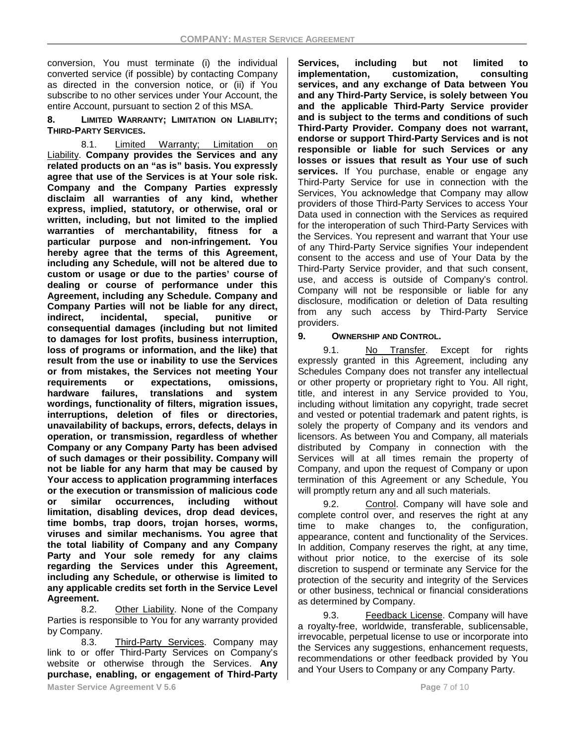conversion, You must terminate (i) the individual converted service (if possible) by contacting Company as directed in the conversion notice, or (ii) if You subscribe to no other services under Your Account, the entire Account, pursuant to section 2 of this MSA.

## 8. LIMITED WARRANTY; LIMITATION ON LIABILITY; THIRD-PARTY SERVICES.

8.1. Limited Warranty; Limitation on Liability. **Company provides the Services and any related products on an "as is" basis. You expressly agree that use of the Services is at Your sole risk. Company and the Company Parties expressly disclaim all warranties of any kind, whether express, implied, statutory, or otherwise, oral or written, including, but not limited to the implied warranties of merchantability, fitness for a particular purpose and non-infringement. You hereby agree that the terms of this Agreement, including any Schedule, will not be altered due to custom or usage or due to the parties' course of dealing or course of performance under this Agreement, including any Schedule. Company and Company Parties will not be liable for any direct, indirect, incidental, special, punitive or consequential damages (including but not limited to damages for lost profits, business interruption, loss of programs or information, and the like) that result from the use or inability to use the Services or from mistakes, the Services not meeting Your requirements or expectations, omissions, hardware failures, translations and system wordings, functionality of filters, migration issues, interruptions, deletion of files or directories, unavailability of backups, errors, defects, delays in operation, or transmission, regardless of whether Company or any Company Party has been advised of such damages or their possibility. Company will not be liable for any harm that may be caused by Your access to application programming interfaces or the execution or transmission of malicious code or similar occurrences, including without limitation, disabling devices, drop dead devices, time bombs, trap doors, trojan horses, worms, viruses and similar mechanisms. You agree that the total liability of Company and any Company Party and Your sole remedy for any claims regarding the Services under this Agreement, including any Schedule, or otherwise is limited to any applicable credits set forth in the Service Level Agreement.**

8.2. Other Liability. None of the Company Parties is responsible to You for any warranty provided by Company.

8.3. Third-Party Services. Company may link to or offer Third-Party Services on Company's website or otherwise through the Services. **Any purchase, enabling, or engagement of Third-Party Services, including but not limited to implementation, customization, consulting services, and any exchange of Data between You and any Third-Party Service, is solely between You and the applicable Third-Party Service provider and is subject to the terms and conditions of such Third-Party Provider. Company does not warrant, endorse or support Third-Party Services and is not responsible or liable for such Services or any losses or issues that result as Your use of such services.** If You purchase, enable or engage any Third-Party Service for use in connection with the Services, You acknowledge that Company may allow providers of those Third-Party Services to access Your Data used in connection with the Services as required for the interoperation of such Third-Party Services with the Services. You represent and warrant that Your use of any Third-Party Service signifies Your independent consent to the access and use of Your Data by the Third-Party Service provider, and that such consent, use, and access is outside of Company's control. Company will not be responsible or liable for any disclosure, modification or deletion of Data resulting from any such access by Third-Party Service providers.

## 9. OWNERSHIP AND CONTROL.

9.1. No Transfer. Except for rights expressly granted in this Agreement, including any Schedules Company does not transfer any intellectual or other property or proprietary right to You. All right, title, and interest in any Service provided to You, including without limitation any copyright, trade secret and vested or potential trademark and patent rights, is solely the property of Company and its vendors and licensors. As between You and Company, all materials distributed by Company in connection with the Services will at all times remain the property of Company, and upon the request of Company or upon termination of this Agreement or any Schedule, You will promptly return any and all such materials.

9.2. Control. Company will have sole and complete control over, and reserves the right at any time to make changes to, the configuration, appearance, content and functionality of the Services. In addition, Company reserves the right, at any time, without prior notice, to the exercise of its sole discretion to suspend or terminate any Service for the protection of the security and integrity of the Services or other business, technical or financial considerations as determined by Company.

9.3. Feedback License. Company will have a royalty-free, worldwide, transferable, sublicensable, irrevocable, perpetual license to use or incorporate into the Services any suggestions, enhancement requests, recommendations or other feedback provided by You and Your Users to Company or any Company Party.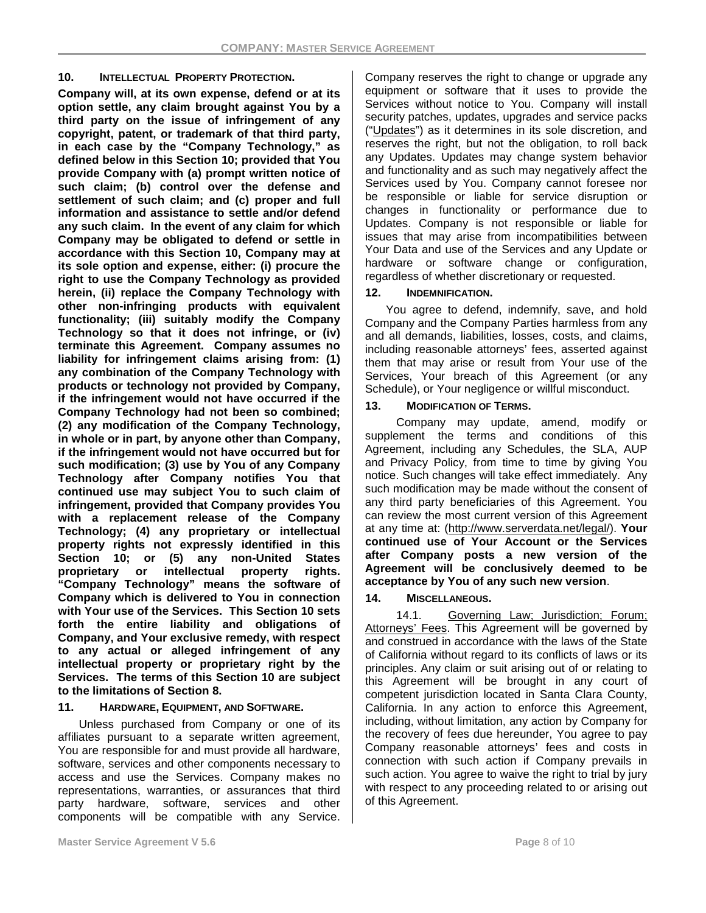## 10. Intellectual Property Protection.

**Company will, at its own expense, defend or at its option settle, any claim brought against You by a third party on the issue of infringement of any copyright, patent, or trademark of that third party, in each case by the "Company Technology," as defined below in this Section 10; provided that You provide Company with (a) prompt written notice of such claim; (b) control over the defense and settlement of such claim; and (c) proper and full information and assistance to settle and/or defend any such claim. In the event of any claim for which Company may be obligated to defend or settle in accordance with this Section 10, Company may at its sole option and expense, either: (i) procure the right to use the Company Technology as provided herein, (ii) replace the Company Technology with other non-infringing products with equivalent functionality; (iii) suitably modify the Company Technology so that it does not infringe, or (iv) terminate this Agreement. Company assumes no liability for infringement claims arising from: (1) any combination of the Company Technology with products or technology not provided by Company, if the infringement would not have occurred if the Company Technology had not been so combined; (2) any modification of the Company Technology, in whole or in part, by anyone other than Company, if the infringement would not have occurred but for such modification; (3) use by You of any Company Technology after Company notifies You that continued use may subject You to such claim of infringement, provided that Company provides You with a replacement release of the Company Technology; (4) any proprietary or intellectual property rights not expressly identified in this Section 10; or (5) any non-United States proprietary or intellectual property rights. "Company Technology" means the software of Company which is delivered to You in connection with Your use of the Services. This Section 10 sets forth the entire liability and obligations of Company, and Your exclusive remedy, with respect to any actual or alleged infringement of any intellectual property or proprietary right by the Services. The terms of this Section 10 are subject to the limitations of Section 8.**

## 11. Hardware, Equipment, and Software.

Unless purchased from Company or one of its affiliates pursuant to a separate written agreement, You are responsible for and must provide all hardware, software, services and other components necessary to access and use the Services. Company makes no representations, warranties, or assurances that third party hardware, software, services and other components will be compatible with any Service. Company reserves the right to change or upgrade any equipment or software that it uses to provide the Services without notice to You. Company will install security patches, updates, upgrades and service packs ("Updates") as it determines in its sole discretion, and reserves the right, but not the obligation, to roll back any Updates. Updates may change system behavior and functionality and as such may negatively affect the Services used by You. Company cannot foresee nor be responsible or liable for service disruption or changes in functionality or performance due to Updates. Company is not responsible or liable for issues that may arise from incompatibilities between Your Data and use of the Services and any Update or hardware or software change or configuration, regardless of whether discretionary or requested.

## 12. Indemnification.

You agree to defend, indemnify, save, and hold Company and the Company Parties harmless from any and all demands, liabilities, losses, costs, and claims, including reasonable attorneys' fees, asserted against them that may arise or result from Your use of the Services, Your breach of this Agreement (or any Schedule), or Your negligence or willful misconduct.

## 13. Modification of Terms.

Company may update, amend, modify or supplement the terms and conditions of this Agreement, including any Schedules, the SLA, AUP and Privacy Policy, from time to time by giving You notice. Such changes will take effect immediately. Any such modification may be made without the consent of any third party beneficiaries of this Agreement. You can review the most current version of this Agreement at any time at: (http://www.serverdata.net/legal/). **Your continued use of Your Account or the Services after Company posts a new version of the Agreement will be conclusively deemed to be acceptance by You of any such new version**.

## 14. Miscellaneous.

14.1. Governing Law; Jurisdiction; Forum; Attorneys' Fees. This Agreement will be governed by and construed in accordance with the laws of the State of California without regard to its conflicts of laws or its principles. Any claim or suit arising out of or relating to this Agreement will be brought in any court of competent jurisdiction located in Santa Clara County, California. In any action to enforce this Agreement, including, without limitation, any action by Company for the recovery of fees due hereunder, You agree to pay Company reasonable attorneys' fees and costs in connection with such action if Company prevails in such action. You agree to waive the right to trial by jury with respect to any proceeding related to or arising out of this Agreement.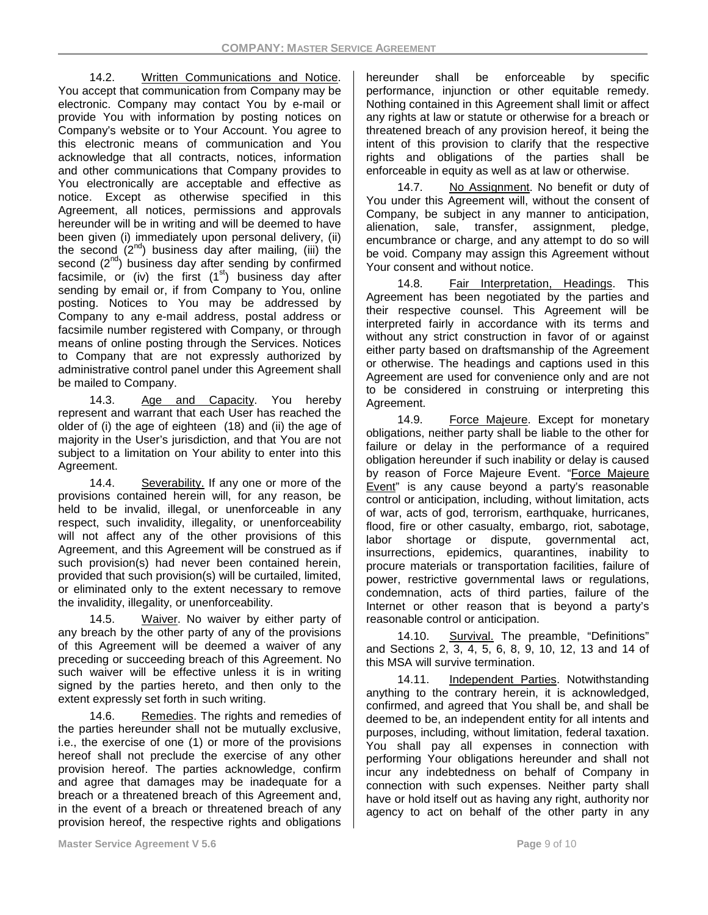14.2. Written Communications and Notice. You accept that communication from Company may be electronic. Company may contact You by e-mail or provide You with information by posting notices on Company's website or to Your Account. You agree to this electronic means of communication and You acknowledge that all contracts, notices, information and other communications that Company provides to You electronically are acceptable and effective as notice. Except as otherwise specified in this Agreement, all notices, permissions and approvals hereunder will be in writing and will be deemed to have been given (i) immediately upon personal delivery, (ii) the second (2nd) business day after mailing, (iii) the second (2nd) business day after sending by confirmed facsimile, or (iv) the first (1st) business day after sending by email or, if from Company to You, online posting. Notices to You may be addressed by Company to any e-mail address, postal address or facsimile number registered with Company, or through means of online posting through the Services. Notices to Company that are not expressly authorized by administrative control panel under this Agreement shall be mailed to Company.

14.3. Age and Capacity. You hereby represent and warrant that each User has reached the older of (i) the age of eighteen (18) and (ii) the age of majority in the User's jurisdiction, and that You are not subject to a limitation on Your ability to enter into this Agreement.

14.4. Severability. If any one or more of the provisions contained herein will, for any reason, be held to be invalid, illegal, or unenforceable in any respect, such invalidity, illegality, or unenforceability will not affect any of the other provisions of this Agreement, and this Agreement will be construed as if such provision(s) had never been contained herein, provided that such provision(s) will be curtailed, limited, or eliminated only to the extent necessary to remove the invalidity, illegality, or unenforceability.

14.5. Waiver. No waiver by either party of any breach by the other party of any of the provisions of this Agreement will be deemed a waiver of any preceding or succeeding breach of this Agreement. No such waiver will be effective unless it is in writing signed by the parties hereto, and then only to the extent expressly set forth in such writing.

14.6. Remedies. The rights and remedies of the parties hereunder shall not be mutually exclusive, i.e., the exercise of one (1) or more of the provisions hereof shall not preclude the exercise of any other provision hereof. The parties acknowledge, confirm and agree that damages may be inadequate for a breach or a threatened breach of this Agreement and, in the event of a breach or threatened breach of any provision hereof, the respective rights and obligations hereunder shall be enforceable by specific performance, injunction or other equitable remedy. Nothing contained in this Agreement shall limit or affect any rights at law or statute or otherwise for a breach or threatened breach of any provision hereof, it being the intent of this provision to clarify that the respective rights and obligations of the parties shall be enforceable in equity as well as at law or otherwise.

14.7. No Assignment. No benefit or duty of You under this Agreement will, without the consent of Company, be subject in any manner to anticipation, alienation, sale, transfer, assignment, pledge, encumbrance or charge, and any attempt to do so will be void. Company may assign this Agreement without Your consent and without notice.

14.8. Fair Interpretation, Headings. This Agreement has been negotiated by the parties and their respective counsel. This Agreement will be interpreted fairly in accordance with its terms and without any strict construction in favor of or against either party based on draftsmanship of the Agreement or otherwise. The headings and captions used in this Agreement are used for convenience only and are not to be considered in construing or interpreting this Agreement.

14.9. Force Majeure. Except for monetary obligations, neither party shall be liable to the other for failure or delay in the performance of a required obligation hereunder if such inability or delay is caused by reason of Force Majeure Event. "Force Majeure Event" is any cause beyond a party's reasonable control or anticipation, including, without limitation, acts of war, acts of god, terrorism, earthquake, hurricanes, flood, fire or other casualty, embargo, riot, sabotage, labor shortage or dispute, governmental act, insurrections, epidemics, quarantines, inability to procure materials or transportation facilities, failure of power, restrictive governmental laws or regulations, condemnation, acts of third parties, failure of the Internet or other reason that is beyond a party's reasonable control or anticipation.

14.10. Survival. The preamble, "Definitions" and Sections 2, 3, 4, 5, 6, 8, 9, 10, 12, 13 and 14 of this MSA will survive termination.

14.11. Independent Parties. Notwithstanding anything to the contrary herein, it is acknowledged, confirmed, and agreed that You shall be, and shall be deemed to be, an independent entity for all intents and purposes, including, without limitation, federal taxation. You shall pay all expenses in connection with performing Your obligations hereunder and shall not incur any indebtedness on behalf of Company in connection with such expenses. Neither party shall have or hold itself out as having any right, authority nor agency to act on behalf of the other party in any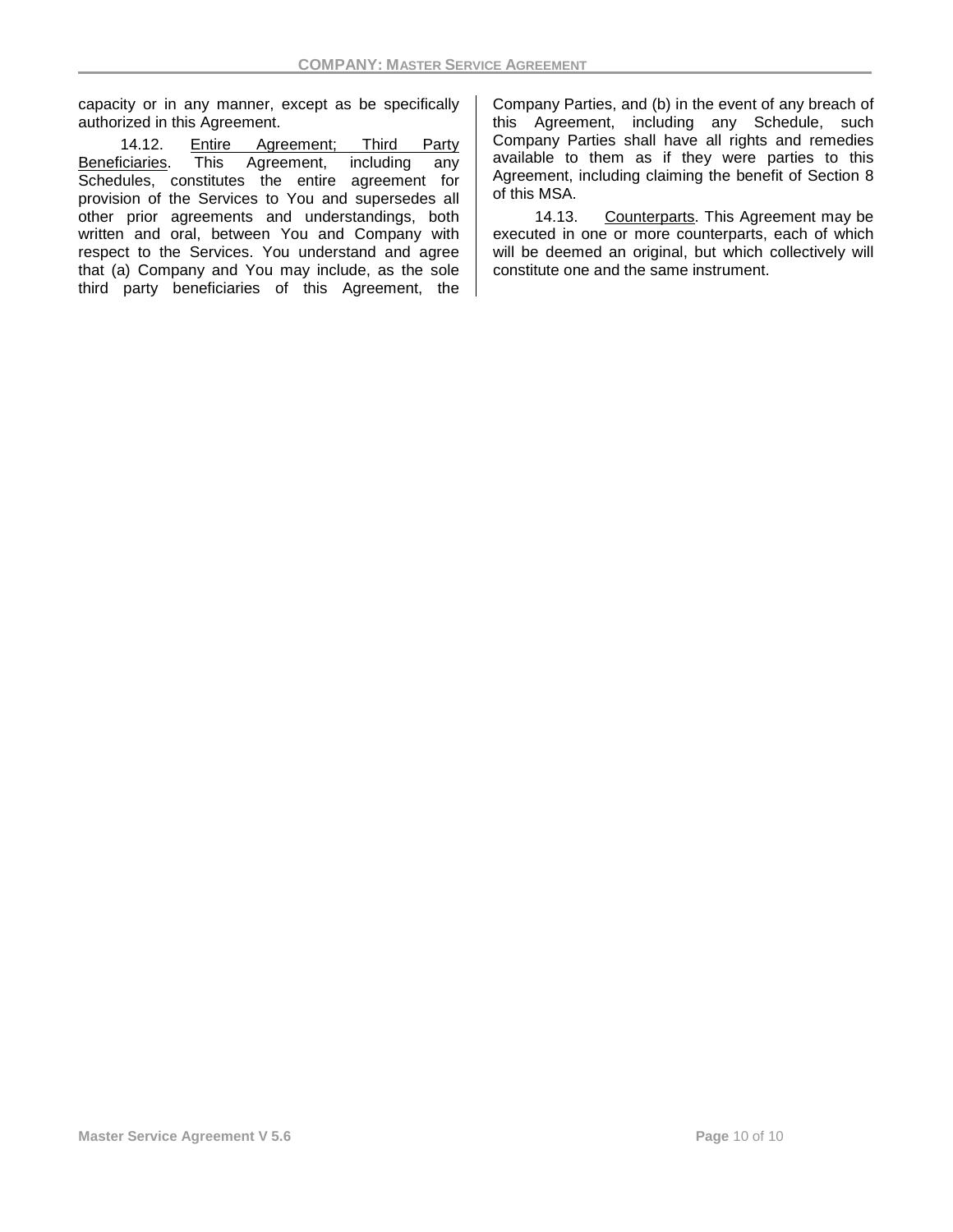capacity or in any manner, except as be specifically authorized in this Agreement.

14.12. Entire Agreement; Third Party Beneficiaries. This Agreement, including any Schedules, constitutes the entire agreement for provision of the Services to You and supersedes all other prior agreements and understandings, both written and oral, between You and Company with respect to the Services. You understand and agree that (a) Company and You may include, as the sole third party beneficiaries of this Agreement, the Company Parties, and (b) in the event of any breach of this Agreement, including any Schedule, such Company Parties shall have all rights and remedies available to them as if they were parties to this Agreement, including claiming the benefit of Section 8 of this MSA.

14.13. Counterparts. This Agreement may be executed in one or more counterparts, each of which will be deemed an original, but which collectively will constitute one and the same instrument.